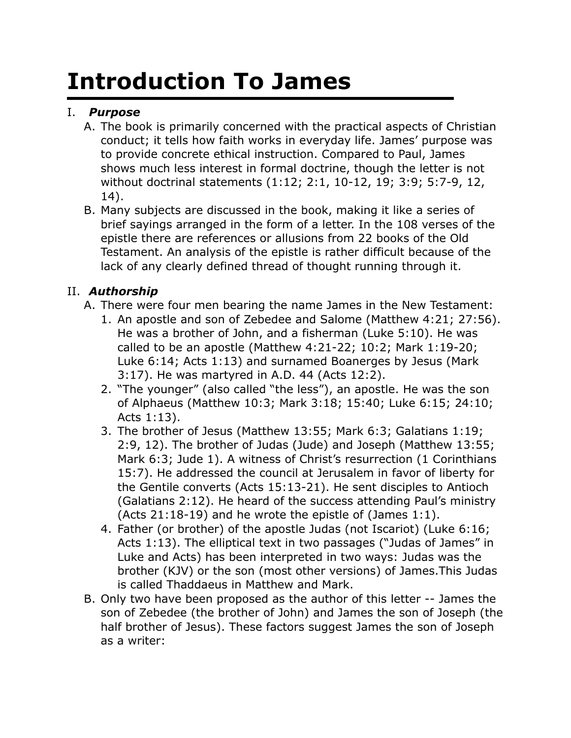# Introduction To James

I. ***Purpose***

A. The book is primarily concerned with the practical aspects of Christian conduct; it tells how faith works in everyday life. James' purpose was to provide concrete ethical instruction. Compared to Paul, James shows much less interest in formal doctrine, though the letter is not without doctrinal statements (1:12; 2:1, 10-12, 19; 3:9; 5:7-9, 12, 14).

B. Many subjects are discussed in the book, making it like a series of brief sayings arranged in the form of a letter. In the 108 verses of the epistle there are references or allusions from 22 books of the Old Testament. An analysis of the epistle is rather difficult because of the lack of any clearly defined thread of thought running through it.

II. ***Authorship***

A. There were four men bearing the name James in the New Testament:

1. An apostle and son of Zebedee and Salome (Matthew 4:21; 27:56). He was a brother of John, and a fisherman (Luke 5:10). He was called to be an apostle (Matthew 4:21-22; 10:2; Mark 1:19-20; Luke 6:14; Acts 1:13) and surnamed Boanerges by Jesus (Mark 3:17). He was martyred in A.D. 44 (Acts 12:2).
2. "The younger" (also called "the less"), an apostle. He was the son of Alphaeus (Matthew 10:3; Mark 3:18; 15:40; Luke 6:15; 24:10; Acts 1:13).
3. The brother of Jesus (Matthew 13:55; Mark 6:3; Galatians 1:19; 2:9, 12). The brother of Judas (Jude) and Joseph (Matthew 13:55; Mark 6:3; Jude 1). A witness of Christ's resurrection (1 Corinthians 15:7). He addressed the council at Jerusalem in favor of liberty for the Gentile converts (Acts 15:13-21). He sent disciples to Antioch (Galatians 2:12). He heard of the success attending Paul's ministry (Acts 21:18-19) and he wrote the epistle of (James 1:1).
4. Father (or brother) of the apostle Judas (not Iscariot) (Luke 6:16; Acts 1:13). The elliptical text in two passages ("Judas of James" in Luke and Acts) has been interpreted in two ways: Judas was the brother (KJV) or the son (most other versions) of James.This Judas is called Thaddaeus in Matthew and Mark.

B. Only two have been proposed as the author of this letter -- James the son of Zebedee (the brother of John) and James the son of Joseph (the half brother of Jesus). These factors suggest James the son of Joseph as a writer: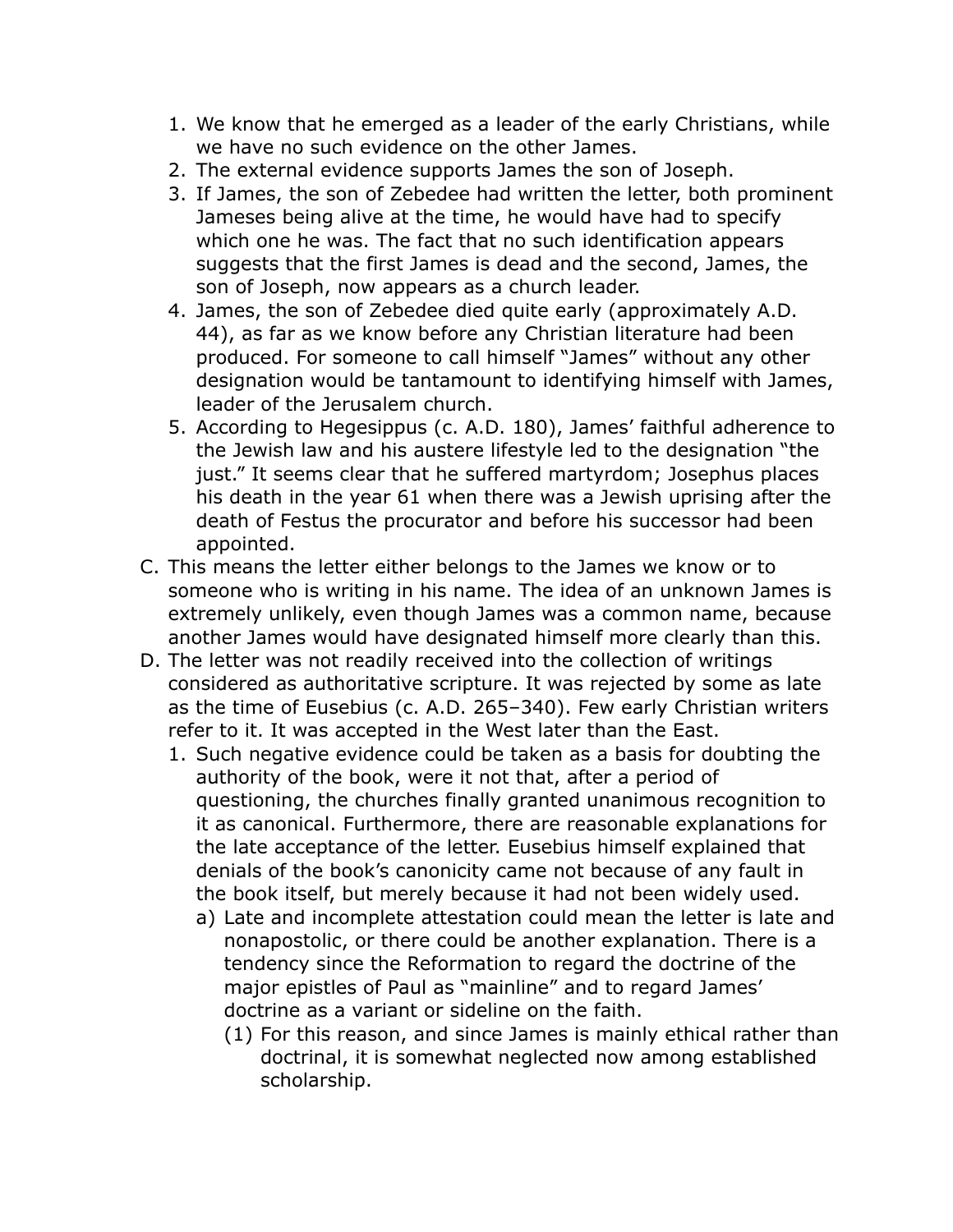1. We know that he emerged as a leader of the early Christians, while we have no such evidence on the other James.
2. The external evidence supports James the son of Joseph.
3. If James, the son of Zebedee had written the letter, both prominent Jameses being alive at the time, he would have had to specify which one he was. The fact that no such identification appears suggests that the first James is dead and the second, James, the son of Joseph, now appears as a church leader.
4. James, the son of Zebedee died quite early (approximately A.D. 44), as far as we know before any Christian literature had been produced. For someone to call himself "James" without any other designation would be tantamount to identifying himself with James, leader of the Jerusalem church.
5. According to Hegesippus (c. A.D. 180), James' faithful adherence to the Jewish law and his austere lifestyle led to the designation "the just." It seems clear that he suffered martyrdom; Josephus places his death in the year 61 when there was a Jewish uprising after the death of Festus the procurator and before his successor had been appointed.

C. This means the letter either belongs to the James we know or to someone who is writing in his name. The idea of an unknown James is extremely unlikely, even though James was a common name, because another James would have designated himself more clearly than this.

D. The letter was not readily received into the collection of writings considered as authoritative scripture. It was rejected by some as late as the time of Eusebius (c. A.D. 265–340). Few early Christian writers refer to it. It was accepted in the West later than the East.

   1. Such negative evidence could be taken as a basis for doubting the authority of the book, were it not that, after a period of questioning, the churches finally granted unanimous recognition to it as canonical. Furthermore, there are reasonable explanations for the late acceptance of the letter. Eusebius himself explained that denials of the book's canonicity came not because of any fault in the book itself, but merely because it had not been widely used.
      a) Late and incomplete attestation could mean the letter is late and nonapostolic, or there could be another explanation. There is a tendency since the Reformation to regard the doctrine of the major epistles of Paul as "mainline" and to regard James' doctrine as a variant or sideline on the faith.
         (1) For this reason, and since James is mainly ethical rather than doctrinal, it is somewhat neglected now among established scholarship.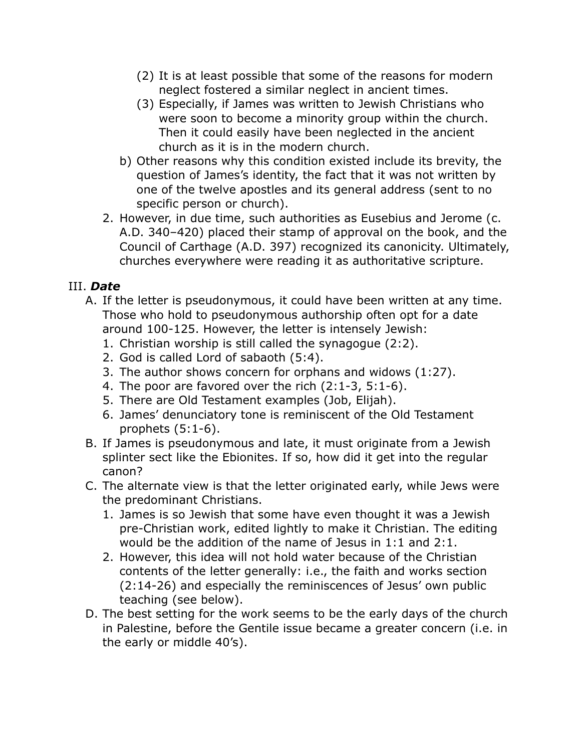(2) It is at least possible that some of the reasons for modern neglect fostered a similar neglect in ancient times.

(3) Especially, if James was written to Jewish Christians who were soon to become a minority group within the church. Then it could easily have been neglected in the ancient church as it is in the modern church.

b) Other reasons why this condition existed include its brevity, the question of James's identity, the fact that it was not written by one of the twelve apostles and its general address (sent to no specific person or church).

2. However, in due time, such authorities as Eusebius and Jerome (c. A.D. 340–420) placed their stamp of approval on the book, and the Council of Carthage (A.D. 397) recognized its canonicity. Ultimately, churches everywhere were reading it as authoritative scripture.

## III. ***Date***

A. If the letter is pseudonymous, it could have been written at any time. Those who hold to pseudonymous authorship often opt for a date around 100-125. However, the letter is intensely Jewish:

1. Christian worship is still called the synagogue (2:2).
2. God is called Lord of sabaoth (5:4).
3. The author shows concern for orphans and widows (1:27).
4. The poor are favored over the rich (2:1-3, 5:1-6).
5. There are Old Testament examples (Job, Elijah).
6. James' denunciatory tone is reminiscent of the Old Testament prophets (5:1-6).

B. If James is pseudonymous and late, it must originate from a Jewish splinter sect like the Ebionites. If so, how did it get into the regular canon?

C. The alternate view is that the letter originated early, while Jews were the predominant Christians.

1. James is so Jewish that some have even thought it was a Jewish pre-Christian work, edited lightly to make it Christian. The editing would be the addition of the name of Jesus in 1:1 and 2:1.
2. However, this idea will not hold water because of the Christian contents of the letter generally: i.e., the faith and works section (2:14-26) and especially the reminiscences of Jesus' own public teaching (see below).

D. The best setting for the work seems to be the early days of the church in Palestine, before the Gentile issue became a greater concern (i.e. in the early or middle 40's).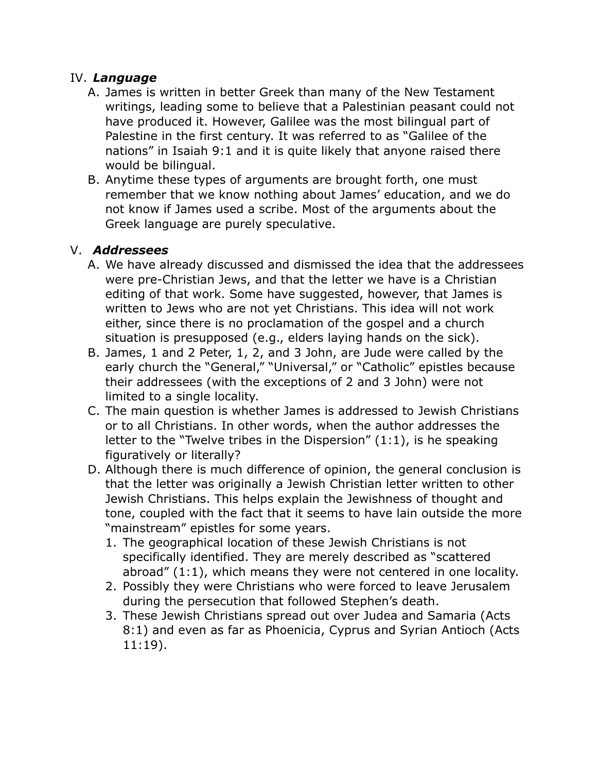IV. ***Language***

A. James is written in better Greek than many of the New Testament writings, leading some to believe that a Palestinian peasant could not have produced it. However, Galilee was the most bilingual part of Palestine in the first century. It was referred to as "Galilee of the nations" in Isaiah 9:1 and it is quite likely that anyone raised there would be bilingual.

B. Anytime these types of arguments are brought forth, one must remember that we know nothing about James' education, and we do not know if James used a scribe. Most of the arguments about the Greek language are purely speculative.

V. ***Addressees***

A. We have already discussed and dismissed the idea that the addressees were pre-Christian Jews, and that the letter we have is a Christian editing of that work. Some have suggested, however, that James is written to Jews who are not yet Christians. This idea will not work either, since there is no proclamation of the gospel and a church situation is presupposed (e.g., elders laying hands on the sick).

B. James, 1 and 2 Peter, 1, 2, and 3 John, are Jude were called by the early church the "General," "Universal," or "Catholic" epistles because their addressees (with the exceptions of 2 and 3 John) were not limited to a single locality.

C. The main question is whether James is addressed to Jewish Christians or to all Christians. In other words, when the author addresses the letter to the "Twelve tribes in the Dispersion" (1:1), is he speaking figuratively or literally?

D. Although there is much difference of opinion, the general conclusion is that the letter was originally a Jewish Christian letter written to other Jewish Christians. This helps explain the Jewishness of thought and tone, coupled with the fact that it seems to have lain outside the more "mainstream" epistles for some years.

1. The geographical location of these Jewish Christians is not specifically identified. They are merely described as "scattered abroad" (1:1), which means they were not centered in one locality.
2. Possibly they were Christians who were forced to leave Jerusalem during the persecution that followed Stephen's death.
3. These Jewish Christians spread out over Judea and Samaria (Acts 8:1) and even as far as Phoenicia, Cyprus and Syrian Antioch (Acts 11:19).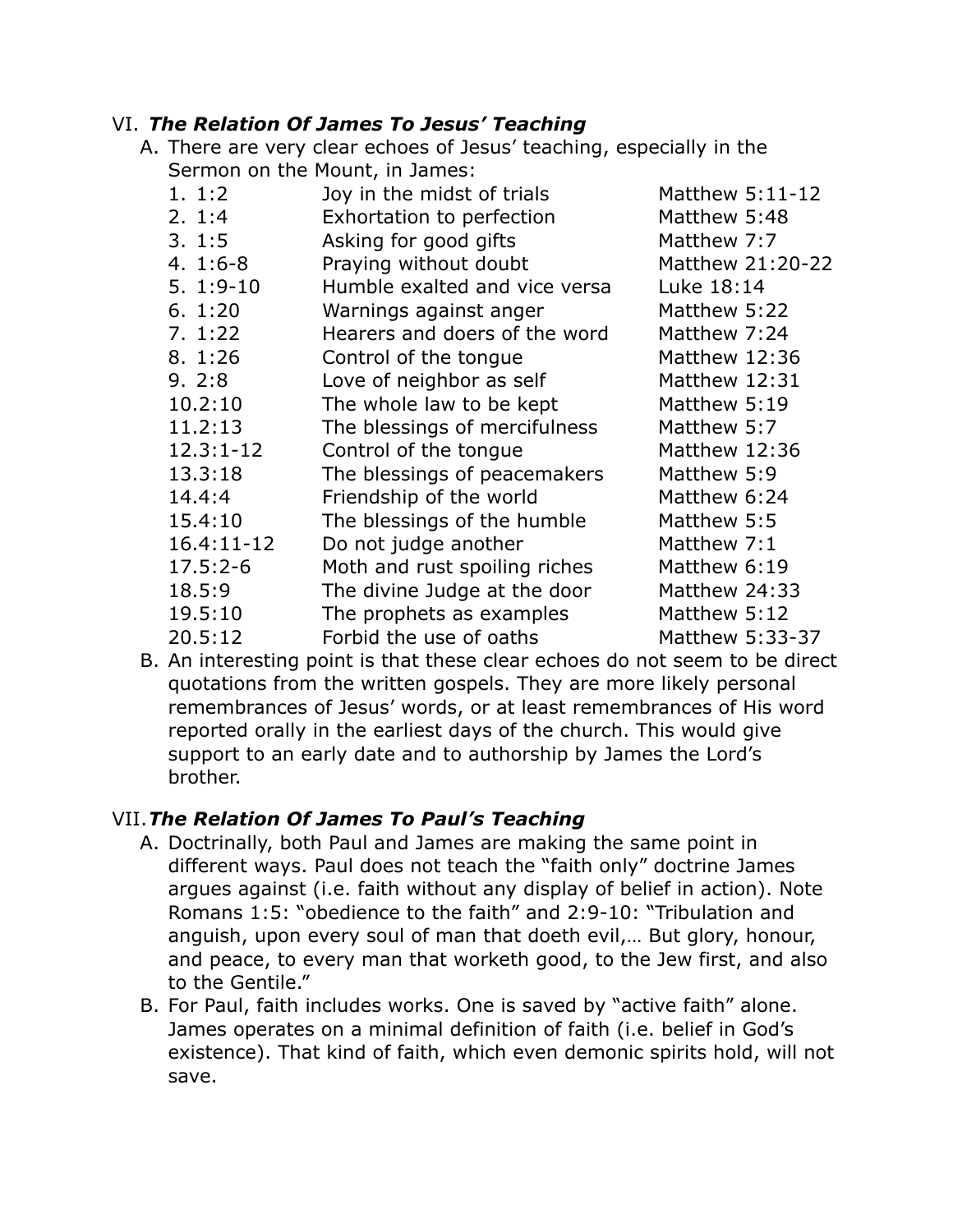## VI. *The Relation Of James To Jesus' Teaching*

A. There are very clear echoes of Jesus' teaching, especially in the Sermon on the Mount, in James:

| # | James | Theme | Gospel |
|---|---|---|---|
| 1. | 1:2 | Joy in the midst of trials | Matthew 5:11-12 |
| 2. | 1:4 | Exhortation to perfection | Matthew 5:48 |
| 3. | 1:5 | Asking for good gifts | Matthew 7:7 |
| 4. | 1:6-8 | Praying without doubt | Matthew 21:20-22 |
| 5. | 1:9-10 | Humble exalted and vice versa | Luke 18:14 |
| 6. | 1:20 | Warnings against anger | Matthew 5:22 |
| 7. | 1:22 | Hearers and doers of the word | Matthew 7:24 |
| 8. | 1:26 | Control of the tongue | Matthew 12:36 |
| 9. | 2:8 | Love of neighbor as self | Matthew 12:31 |
| 10. | 2:10 | The whole law to be kept | Matthew 5:19 |
| 11. | 2:13 | The blessings of mercifulness | Matthew 5:7 |
| 12. | 3:1-12 | Control of the tongue | Matthew 12:36 |
| 13. | 3:18 | The blessings of peacemakers | Matthew 5:9 |
| 14. | 4:4 | Friendship of the world | Matthew 6:24 |
| 15. | 4:10 | The blessings of the humble | Matthew 5:5 |
| 16. | 4:11-12 | Do not judge another | Matthew 7:1 |
| 17. | 5:2-6 | Moth and rust spoiling riches | Matthew 6:19 |
| 18. | 5:9 | The divine Judge at the door | Matthew 24:33 |
| 19. | 5:10 | The prophets as examples | Matthew 5:12 |
| 20. | 5:12 | Forbid the use of oaths | Matthew 5:33-37 |

B. An interesting point is that these clear echoes do not seem to be direct quotations from the written gospels. They are more likely personal remembrances of Jesus' words, or at least remembrances of His word reported orally in the earliest days of the church. This would give support to an early date and to authorship by James the Lord's brother.

## VII. *The Relation Of James To Paul's Teaching*

A. Doctrinally, both Paul and James are making the same point in different ways. Paul does not teach the "faith only" doctrine James argues against (i.e. faith without any display of belief in action). Note Romans 1:5: "obedience to the faith" and 2:9-10: "Tribulation and anguish, upon every soul of man that doeth evil,… But glory, honour, and peace, to every man that worketh good, to the Jew first, and also to the Gentile."

B. For Paul, faith includes works. One is saved by "active faith" alone. James operates on a minimal definition of faith (i.e. belief in God's existence). That kind of faith, which even demonic spirits hold, will not save.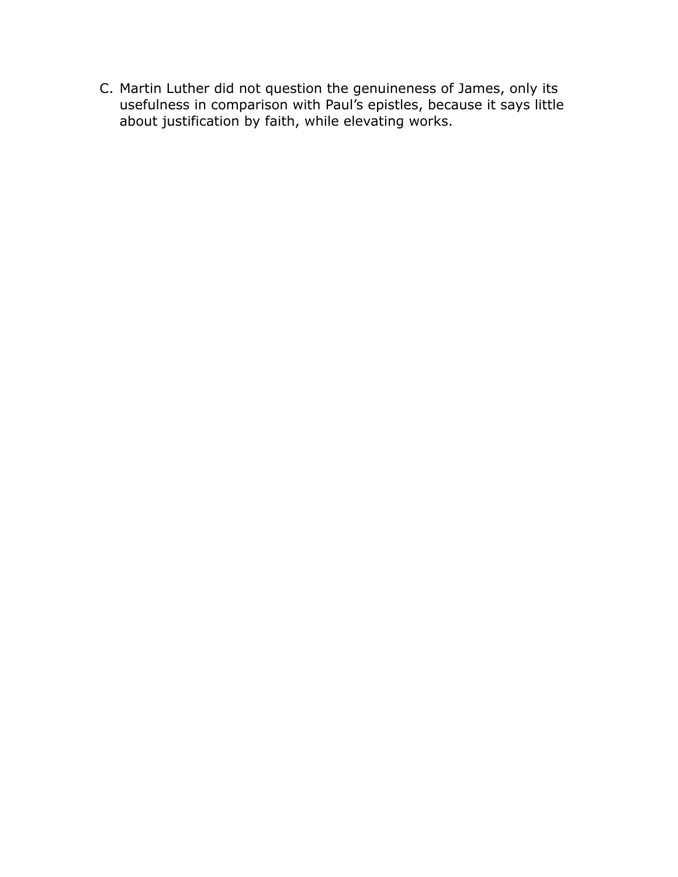C. Martin Luther did not question the genuineness of James, only its usefulness in comparison with Paul's epistles, because it says little about justification by faith, while elevating works.